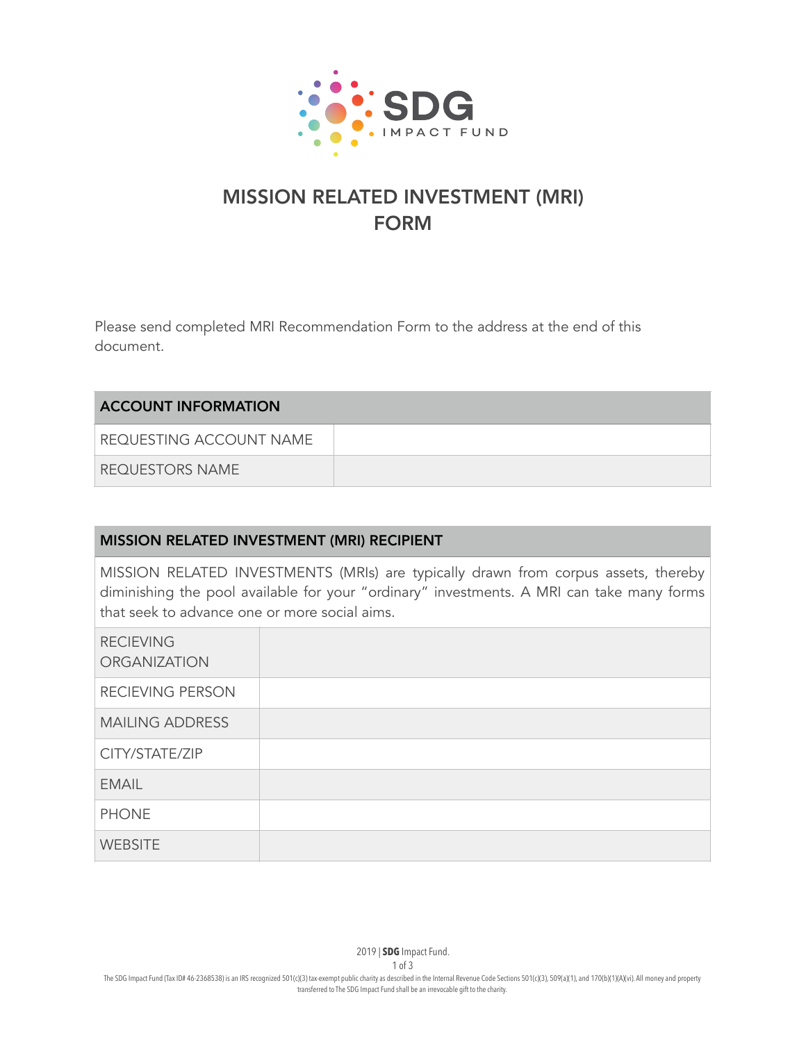SDG IMPACT FUND

# MISSION RELATED INVESTMENT (MRI) FORM

Please send completed MRI Recommendation Form to the address at the end of this document.

| ACCOUNT INFORMATION | |
|---|---|
| REQUESTING ACCOUNT NAME | |
| REQUESTORS NAME | |

| MISSION RELATED INVESTMENT (MRI) RECIPIENT | |
|---|---|
| MISSION RELATED INVESTMENTS (MRIs) are typically drawn from corpus assets, thereby diminishing the pool available for your "ordinary" investments. A MRI can take many forms that seek to advance one or more social aims. | |
| RECIEVING ORGANIZATION | |
| RECIEVING PERSON | |
| MAILING ADDRESS | |
| CITY/STATE/ZIP | |
| EMAIL | |
| PHONE | |
| WEBSITE | |

2019 | **SDG** Impact Fund.

The SDG Impact Fund (Tax ID# 46-2368538) is an IRS recognized 501(c)(3) tax-exempt public charity as described in the Internal Revenue Code Sections 501(c)(3), 509(a)(1), and 170(b)(1)(A)(vi). All money and property transferred to The SDG Impact Fund shall be an irrevocable gift to the charity.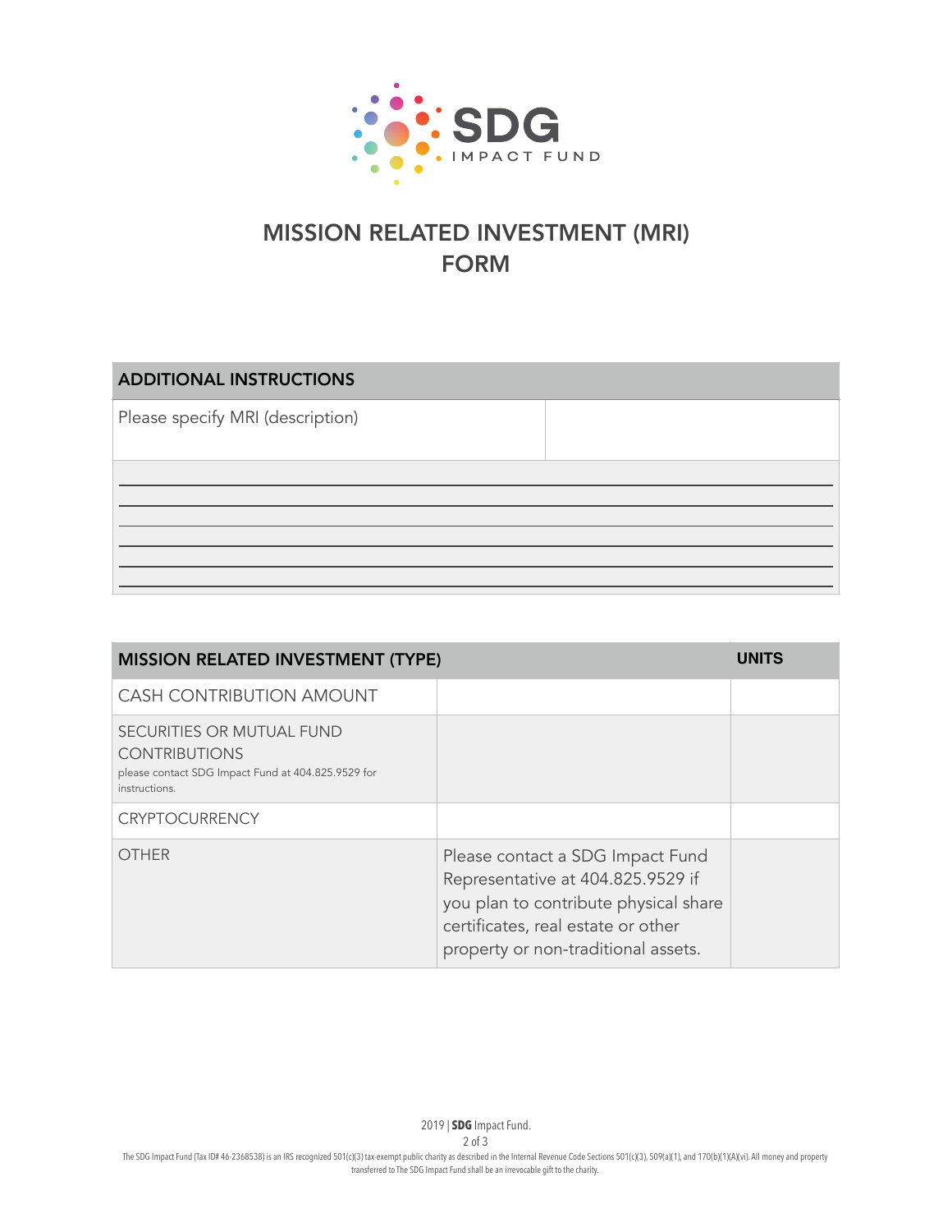# MISSION RELATED INVESTMENT (MRI) FORM

| ADDITIONAL INSTRUCTIONS | |
|---|---|
| Please specify MRI (description) | |

| MISSION RELATED INVESTMENT (TYPE) | | UNITS |
|---|---|---|
| CASH CONTRIBUTION AMOUNT | | |
| SECURITIES OR MUTUAL FUND CONTRIBUTIONS<br>please contact SDG Impact Fund at 404.825.9529 for instructions. | | |
| CRYPTOCURRENCY | | |
| OTHER | Please contact a SDG Impact Fund Representative at 404.825.9529 if you plan to contribute physical share certificates, real estate or other property or non-traditional assets. | |

The SDG Impact Fund (Tax ID# 46-2368538) is an IRS recognized 501(c)(3) tax-exempt public charity as described in the Internal Revenue Code Sections 501(c)(3), 509(a)(1), and 170(b)(1)(A)(vi). All money and property transferred to The SDG Impact Fund shall be an irrevocable gift to the charity.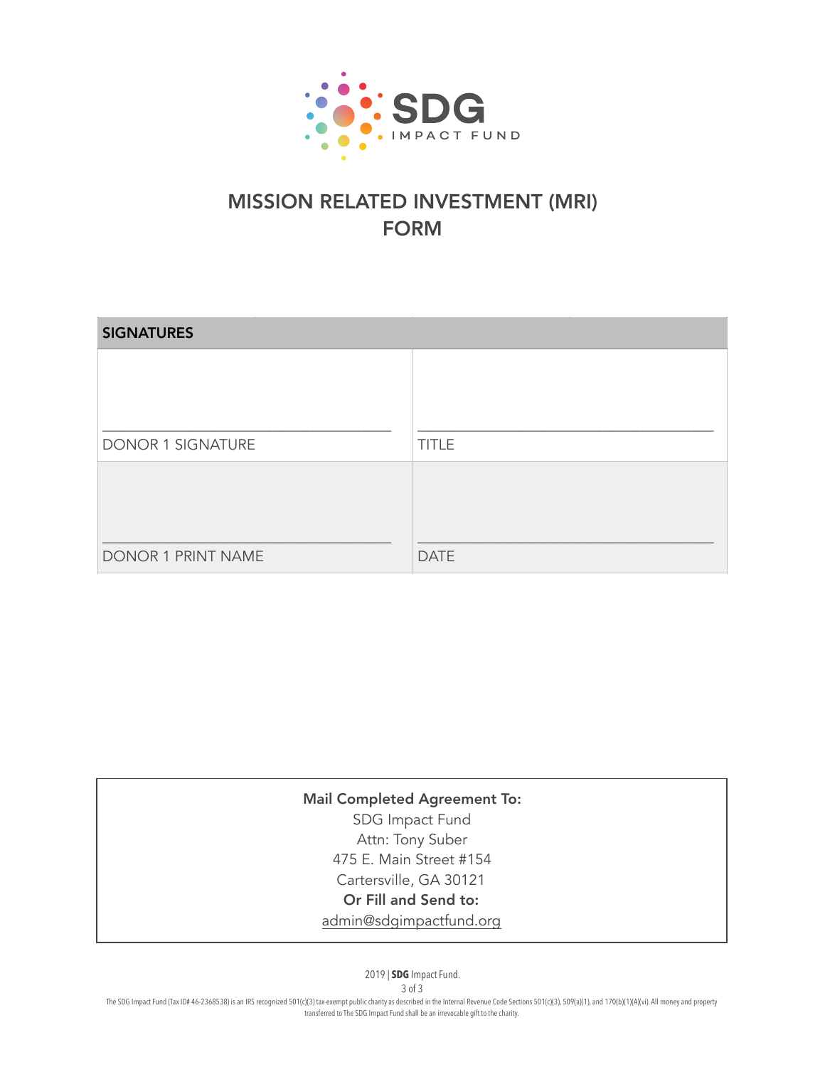SDG IMPACT FUND

# MISSION RELATED INVESTMENT (MRI) FORM

| SIGNATURES | |
|---|---|
| ______________________________ DONOR 1 SIGNATURE | ______________________________ TITLE |
| ______________________________ DONOR 1 PRINT NAME | ______________________________ DATE |

**Mail Completed Agreement To:**
SDG Impact Fund
Attn: Tony Suber
475 E. Main Street #154
Cartersville, GA 30121
**Or Fill and Send to:**
admin@sdgimpactfund.org

2019 | **SDG** Impact Fund.

The SDG Impact Fund (Tax ID# 46-2368538) is an IRS recognized 501(c)(3) tax-exempt public charity as described in the Internal Revenue Code Sections 501(c)(3), 509(a)(1), and 170(b)(1)(A)(vi). All money and property transferred to The SDG Impact Fund shall be an irrevocable gift to the charity.